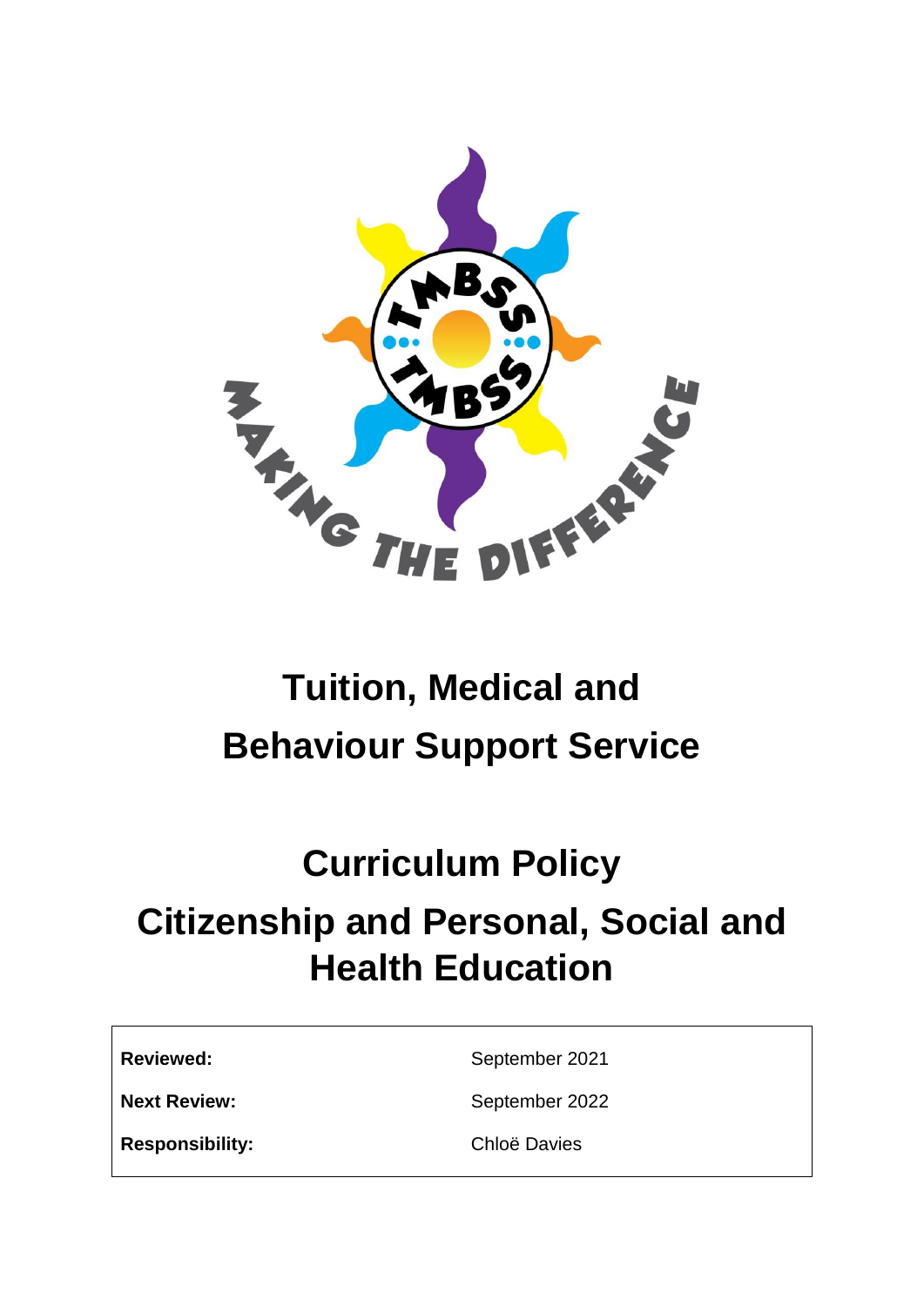# Tuition, Medical and Behaviour Support Service

# Curriculum Policy

# Citizenship and Personal, Social and Health Education

| | |
|---|---|
| **Reviewed:** | September 2021 |
| **Next Review:** | September 2022 |
| **Responsibility:** | Chloë Davies |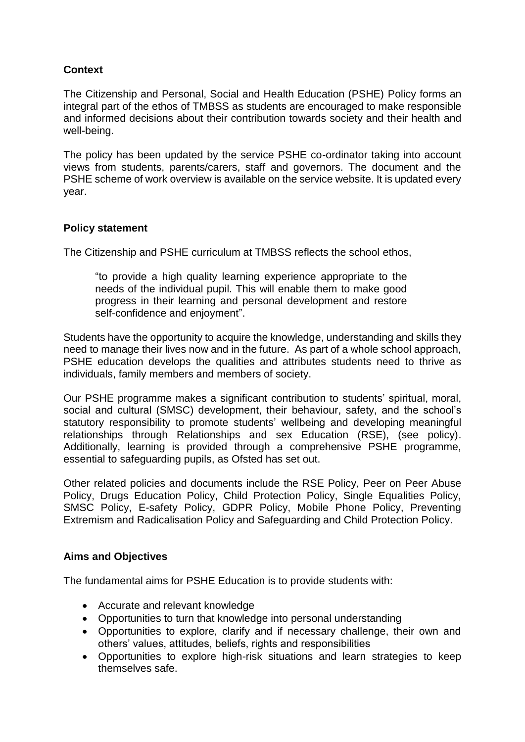## Context

The Citizenship and Personal, Social and Health Education (PSHE) Policy forms an integral part of the ethos of TMBSS as students are encouraged to make responsible and informed decisions about their contribution towards society and their health and well-being.

The policy has been updated by the service PSHE co-ordinator taking into account views from students, parents/carers, staff and governors. The document and the PSHE scheme of work overview is available on the service website. It is updated every year.

## Policy statement

The Citizenship and PSHE curriculum at TMBSS reflects the school ethos,

> "to provide a high quality learning experience appropriate to the needs of the individual pupil. This will enable them to make good progress in their learning and personal development and restore self-confidence and enjoyment".

Students have the opportunity to acquire the knowledge, understanding and skills they need to manage their lives now and in the future. As part of a whole school approach, PSHE education develops the qualities and attributes students need to thrive as individuals, family members and members of society.

Our PSHE programme makes a significant contribution to students' spiritual, moral, social and cultural (SMSC) development, their behaviour, safety, and the school's statutory responsibility to promote students' wellbeing and developing meaningful relationships through Relationships and sex Education (RSE), (see policy). Additionally, learning is provided through a comprehensive PSHE programme, essential to safeguarding pupils, as Ofsted has set out.

Other related policies and documents include the RSE Policy, Peer on Peer Abuse Policy, Drugs Education Policy, Child Protection Policy, Single Equalities Policy, SMSC Policy, E-safety Policy, GDPR Policy, Mobile Phone Policy, Preventing Extremism and Radicalisation Policy and Safeguarding and Child Protection Policy.

## Aims and Objectives

The fundamental aims for PSHE Education is to provide students with:

- Accurate and relevant knowledge
- Opportunities to turn that knowledge into personal understanding
- Opportunities to explore, clarify and if necessary challenge, their own and others' values, attitudes, beliefs, rights and responsibilities
- Opportunities to explore high-risk situations and learn strategies to keep themselves safe.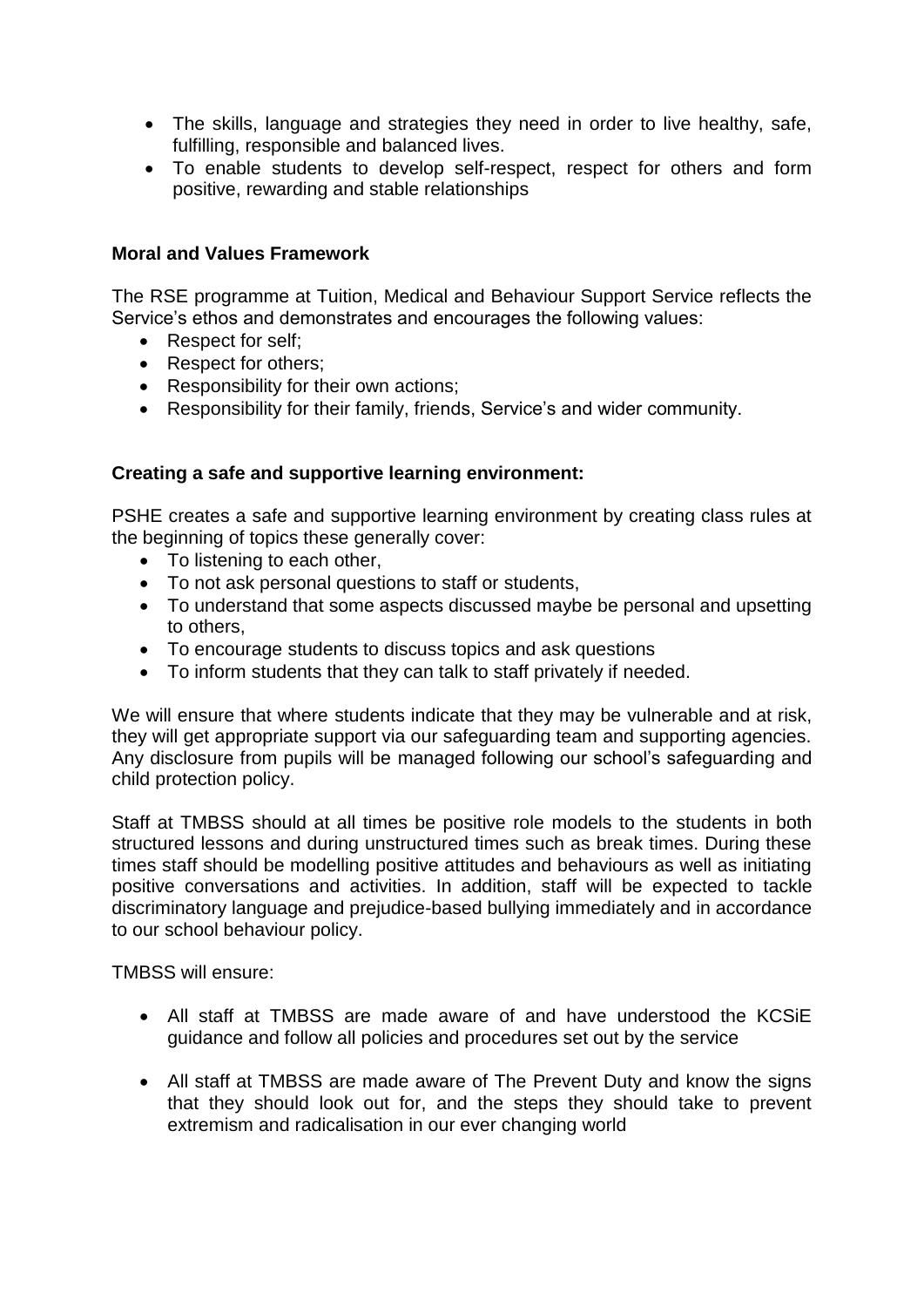- The skills, language and strategies they need in order to live healthy, safe, fulfilling, responsible and balanced lives.
- To enable students to develop self-respect, respect for others and form positive, rewarding and stable relationships

**Moral and Values Framework**

The RSE programme at Tuition, Medical and Behaviour Support Service reflects the Service's ethos and demonstrates and encourages the following values:

- Respect for self;
- Respect for others;
- Responsibility for their own actions;
- Responsibility for their family, friends, Service's and wider community.

**Creating a safe and supportive learning environment:**

PSHE creates a safe and supportive learning environment by creating class rules at the beginning of topics these generally cover:

- To listening to each other,
- To not ask personal questions to staff or students,
- To understand that some aspects discussed maybe be personal and upsetting to others,
- To encourage students to discuss topics and ask questions
- To inform students that they can talk to staff privately if needed.

We will ensure that where students indicate that they may be vulnerable and at risk, they will get appropriate support via our safeguarding team and supporting agencies. Any disclosure from pupils will be managed following our school's safeguarding and child protection policy.

Staff at TMBSS should at all times be positive role models to the students in both structured lessons and during unstructured times such as break times. During these times staff should be modelling positive attitudes and behaviours as well as initiating positive conversations and activities. In addition, staff will be expected to tackle discriminatory language and prejudice-based bullying immediately and in accordance to our school behaviour policy.

TMBSS will ensure:

- All staff at TMBSS are made aware of and have understood the KCSiE guidance and follow all policies and procedures set out by the service

- All staff at TMBSS are made aware of The Prevent Duty and know the signs that they should look out for, and the steps they should take to prevent extremism and radicalisation in our ever changing world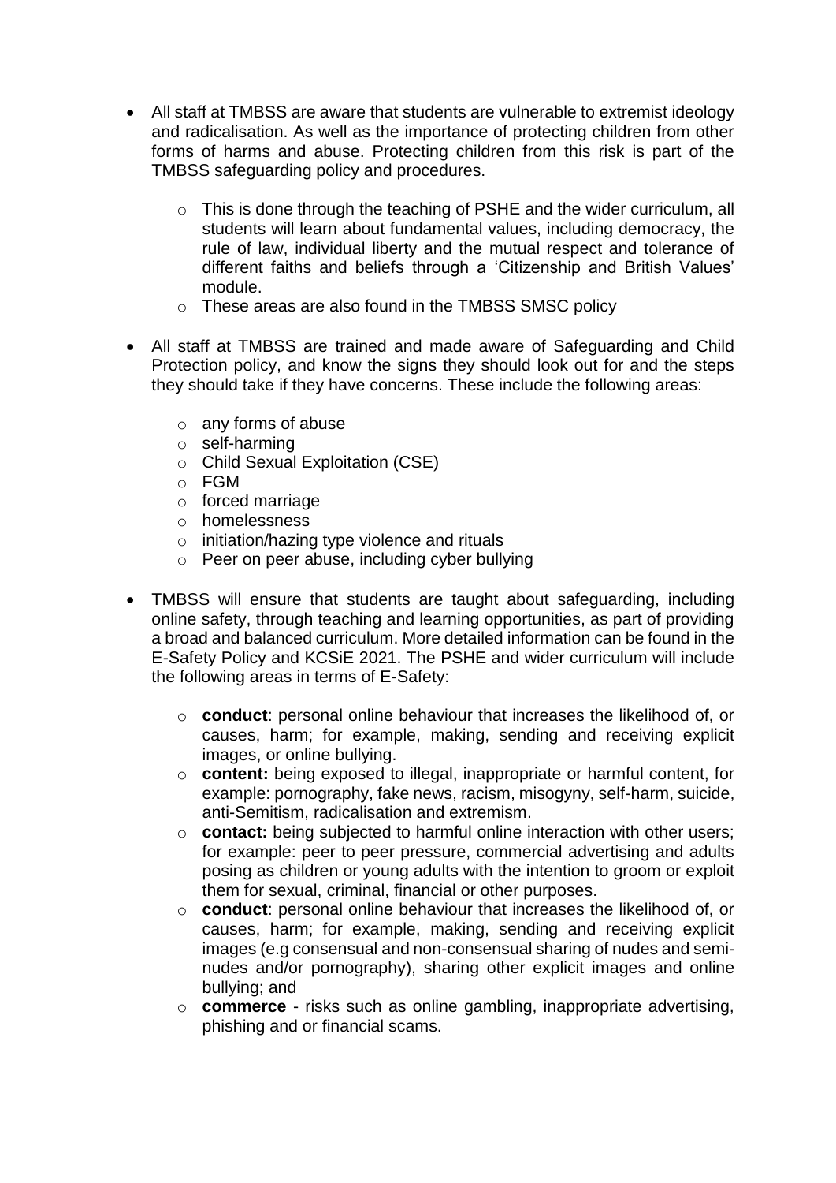- All staff at TMBSS are aware that students are vulnerable to extremist ideology and radicalisation. As well as the importance of protecting children from other forms of harms and abuse. Protecting children from this risk is part of the TMBSS safeguarding policy and procedures.
  - This is done through the teaching of PSHE and the wider curriculum, all students will learn about fundamental values, including democracy, the rule of law, individual liberty and the mutual respect and tolerance of different faiths and beliefs through a 'Citizenship and British Values' module.
  - These areas are also found in the TMBSS SMSC policy
- All staff at TMBSS are trained and made aware of Safeguarding and Child Protection policy, and know the signs they should look out for and the steps they should take if they have concerns. These include the following areas:
  - any forms of abuse
  - self-harming
  - Child Sexual Exploitation (CSE)
  - FGM
  - forced marriage
  - homelessness
  - initiation/hazing type violence and rituals
  - Peer on peer abuse, including cyber bullying
- TMBSS will ensure that students are taught about safeguarding, including online safety, through teaching and learning opportunities, as part of providing a broad and balanced curriculum. More detailed information can be found in the E-Safety Policy and KCSiE 2021. The PSHE and wider curriculum will include the following areas in terms of E-Safety:
  - **conduct**: personal online behaviour that increases the likelihood of, or causes, harm; for example, making, sending and receiving explicit images, or online bullying.
  - **content:** being exposed to illegal, inappropriate or harmful content, for example: pornography, fake news, racism, misogyny, self-harm, suicide, anti-Semitism, radicalisation and extremism.
  - **contact:** being subjected to harmful online interaction with other users; for example: peer to peer pressure, commercial advertising and adults posing as children or young adults with the intention to groom or exploit them for sexual, criminal, financial or other purposes.
  - **conduct**: personal online behaviour that increases the likelihood of, or causes, harm; for example, making, sending and receiving explicit images (e.g consensual and non-consensual sharing of nudes and semi-nudes and/or pornography), sharing other explicit images and online bullying; and
  - **commerce** - risks such as online gambling, inappropriate advertising, phishing and or financial scams.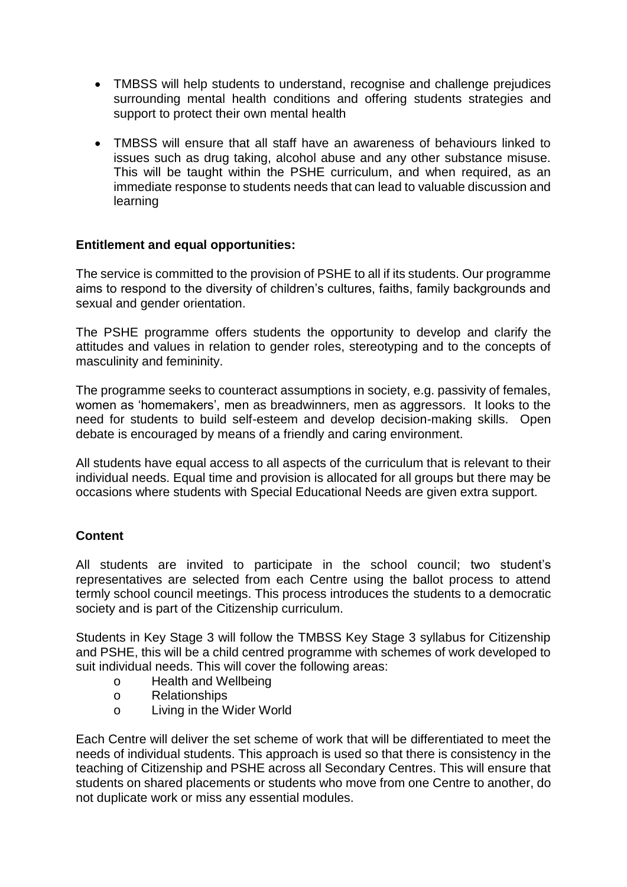- TMBSS will help students to understand, recognise and challenge prejudices surrounding mental health conditions and offering students strategies and support to protect their own mental health
- TMBSS will ensure that all staff have an awareness of behaviours linked to issues such as drug taking, alcohol abuse and any other substance misuse. This will be taught within the PSHE curriculum, and when required, as an immediate response to students needs that can lead to valuable discussion and learning

**Entitlement and equal opportunities:**

The service is committed to the provision of PSHE to all if its students. Our programme aims to respond to the diversity of children's cultures, faiths, family backgrounds and sexual and gender orientation.

The PSHE programme offers students the opportunity to develop and clarify the attitudes and values in relation to gender roles, stereotyping and to the concepts of masculinity and femininity.

The programme seeks to counteract assumptions in society, e.g. passivity of females, women as 'homemakers', men as breadwinners, men as aggressors. It looks to the need for students to build self-esteem and develop decision-making skills. Open debate is encouraged by means of a friendly and caring environment.

All students have equal access to all aspects of the curriculum that is relevant to their individual needs. Equal time and provision is allocated for all groups but there may be occasions where students with Special Educational Needs are given extra support.

**Content**

All students are invited to participate in the school council; two student's representatives are selected from each Centre using the ballot process to attend termly school council meetings. This process introduces the students to a democratic society and is part of the Citizenship curriculum.

Students in Key Stage 3 will follow the TMBSS Key Stage 3 syllabus for Citizenship and PSHE, this will be a child centred programme with schemes of work developed to suit individual needs. This will cover the following areas:

- Health and Wellbeing
- Relationships
- Living in the Wider World

Each Centre will deliver the set scheme of work that will be differentiated to meet the needs of individual students. This approach is used so that there is consistency in the teaching of Citizenship and PSHE across all Secondary Centres. This will ensure that students on shared placements or students who move from one Centre to another, do not duplicate work or miss any essential modules.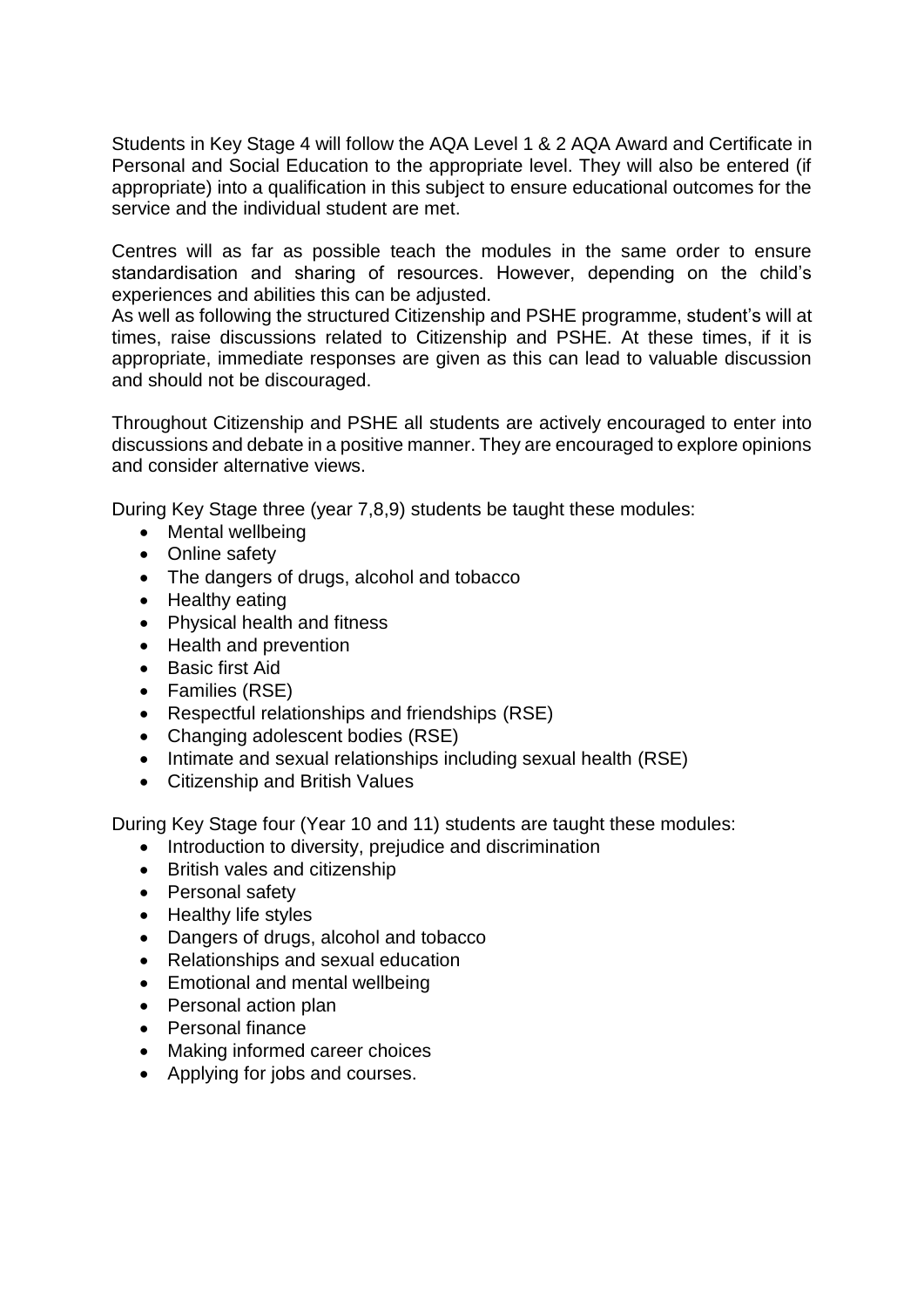Students in Key Stage 4 will follow the AQA Level 1 & 2 AQA Award and Certificate in Personal and Social Education to the appropriate level. They will also be entered (if appropriate) into a qualification in this subject to ensure educational outcomes for the service and the individual student are met.

Centres will as far as possible teach the modules in the same order to ensure standardisation and sharing of resources. However, depending on the child's experiences and abilities this can be adjusted.
As well as following the structured Citizenship and PSHE programme, student's will at times, raise discussions related to Citizenship and PSHE. At these times, if it is appropriate, immediate responses are given as this can lead to valuable discussion and should not be discouraged.

Throughout Citizenship and PSHE all students are actively encouraged to enter into discussions and debate in a positive manner. They are encouraged to explore opinions and consider alternative views.

During Key Stage three (year 7,8,9) students be taught these modules:

- Mental wellbeing
- Online safety
- The dangers of drugs, alcohol and tobacco
- Healthy eating
- Physical health and fitness
- Health and prevention
- Basic first Aid
- Families (RSE)
- Respectful relationships and friendships (RSE)
- Changing adolescent bodies (RSE)
- Intimate and sexual relationships including sexual health (RSE)
- Citizenship and British Values

During Key Stage four (Year 10 and 11) students are taught these modules:

- Introduction to diversity, prejudice and discrimination
- British vales and citizenship
- Personal safety
- Healthy life styles
- Dangers of drugs, alcohol and tobacco
- Relationships and sexual education
- Emotional and mental wellbeing
- Personal action plan
- Personal finance
- Making informed career choices
- Applying for jobs and courses.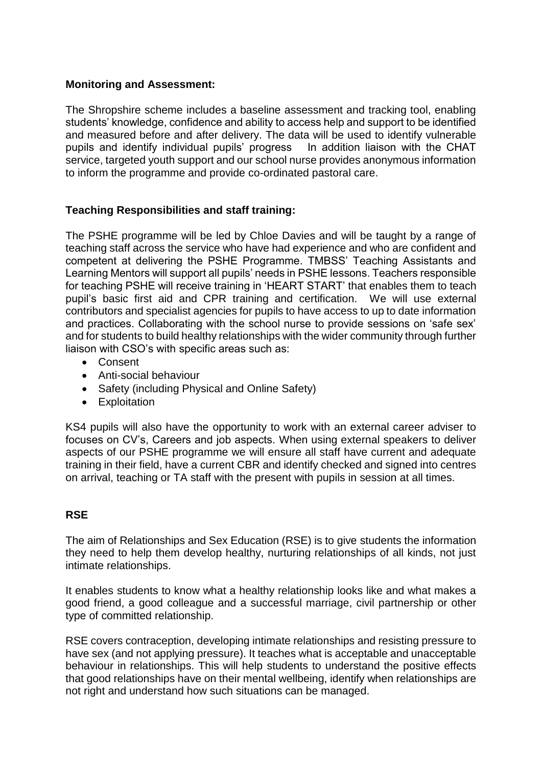**Monitoring and Assessment:**

The Shropshire scheme includes a baseline assessment and tracking tool, enabling students' knowledge, confidence and ability to access help and support to be identified and measured before and after delivery. The data will be used to identify vulnerable pupils and identify individual pupils' progress  In addition liaison with the CHAT service, targeted youth support and our school nurse provides anonymous information to inform the programme and provide co-ordinated pastoral care.

**Teaching Responsibilities and staff training:**

The PSHE programme will be led by Chloe Davies and will be taught by a range of teaching staff across the service who have had experience and who are confident and competent at delivering the PSHE Programme. TMBSS' Teaching Assistants and Learning Mentors will support all pupils' needs in PSHE lessons. Teachers responsible for teaching PSHE will receive training in 'HEART START' that enables them to teach pupil's basic first aid and CPR training and certification.  We will use external contributors and specialist agencies for pupils to have access to up to date information and practices. Collaborating with the school nurse to provide sessions on 'safe sex' and for students to build healthy relationships with the wider community through further liaison with CSO's with specific areas such as:

- Consent
- Anti-social behaviour
- Safety (including Physical and Online Safety)
- Exploitation

KS4 pupils will also have the opportunity to work with an external career adviser to focuses on CV's, Careers and job aspects. When using external speakers to deliver aspects of our PSHE programme we will ensure all staff have current and adequate training in their field, have a current CBR and identify checked and signed into centres on arrival, teaching or TA staff with the present with pupils in session at all times.

**RSE**

The aim of Relationships and Sex Education (RSE) is to give students the information they need to help them develop healthy, nurturing relationships of all kinds, not just intimate relationships.

It enables students to know what a healthy relationship looks like and what makes a good friend, a good colleague and a successful marriage, civil partnership or other type of committed relationship.

RSE covers contraception, developing intimate relationships and resisting pressure to have sex (and not applying pressure). It teaches what is acceptable and unacceptable behaviour in relationships. This will help students to understand the positive effects that good relationships have on their mental wellbeing, identify when relationships are not right and understand how such situations can be managed.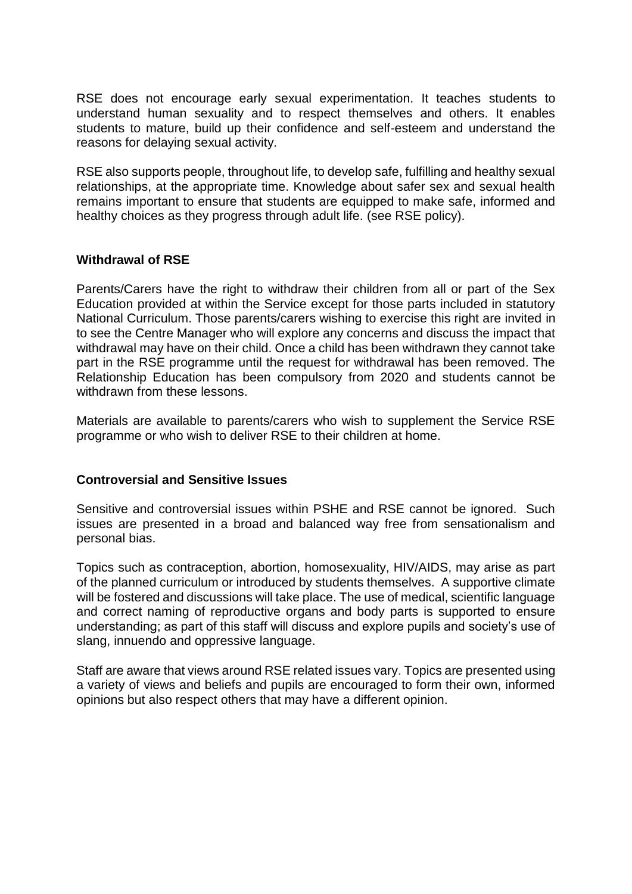RSE does not encourage early sexual experimentation. It teaches students to understand human sexuality and to respect themselves and others. It enables students to mature, build up their confidence and self-esteem and understand the reasons for delaying sexual activity.

RSE also supports people, throughout life, to develop safe, fulfilling and healthy sexual relationships, at the appropriate time. Knowledge about safer sex and sexual health remains important to ensure that students are equipped to make safe, informed and healthy choices as they progress through adult life. (see RSE policy).

**Withdrawal of RSE**

Parents/Carers have the right to withdraw their children from all or part of the Sex Education provided at within the Service except for those parts included in statutory National Curriculum. Those parents/carers wishing to exercise this right are invited in to see the Centre Manager who will explore any concerns and discuss the impact that withdrawal may have on their child. Once a child has been withdrawn they cannot take part in the RSE programme until the request for withdrawal has been removed. The Relationship Education has been compulsory from 2020 and students cannot be withdrawn from these lessons.

Materials are available to parents/carers who wish to supplement the Service RSE programme or who wish to deliver RSE to their children at home.

**Controversial and Sensitive Issues**

Sensitive and controversial issues within PSHE and RSE cannot be ignored. Such issues are presented in a broad and balanced way free from sensationalism and personal bias.

Topics such as contraception, abortion, homosexuality, HIV/AIDS, may arise as part of the planned curriculum or introduced by students themselves. A supportive climate will be fostered and discussions will take place. The use of medical, scientific language and correct naming of reproductive organs and body parts is supported to ensure understanding; as part of this staff will discuss and explore pupils and society's use of slang, innuendo and oppressive language.

Staff are aware that views around RSE related issues vary. Topics are presented using a variety of views and beliefs and pupils are encouraged to form their own, informed opinions but also respect others that may have a different opinion.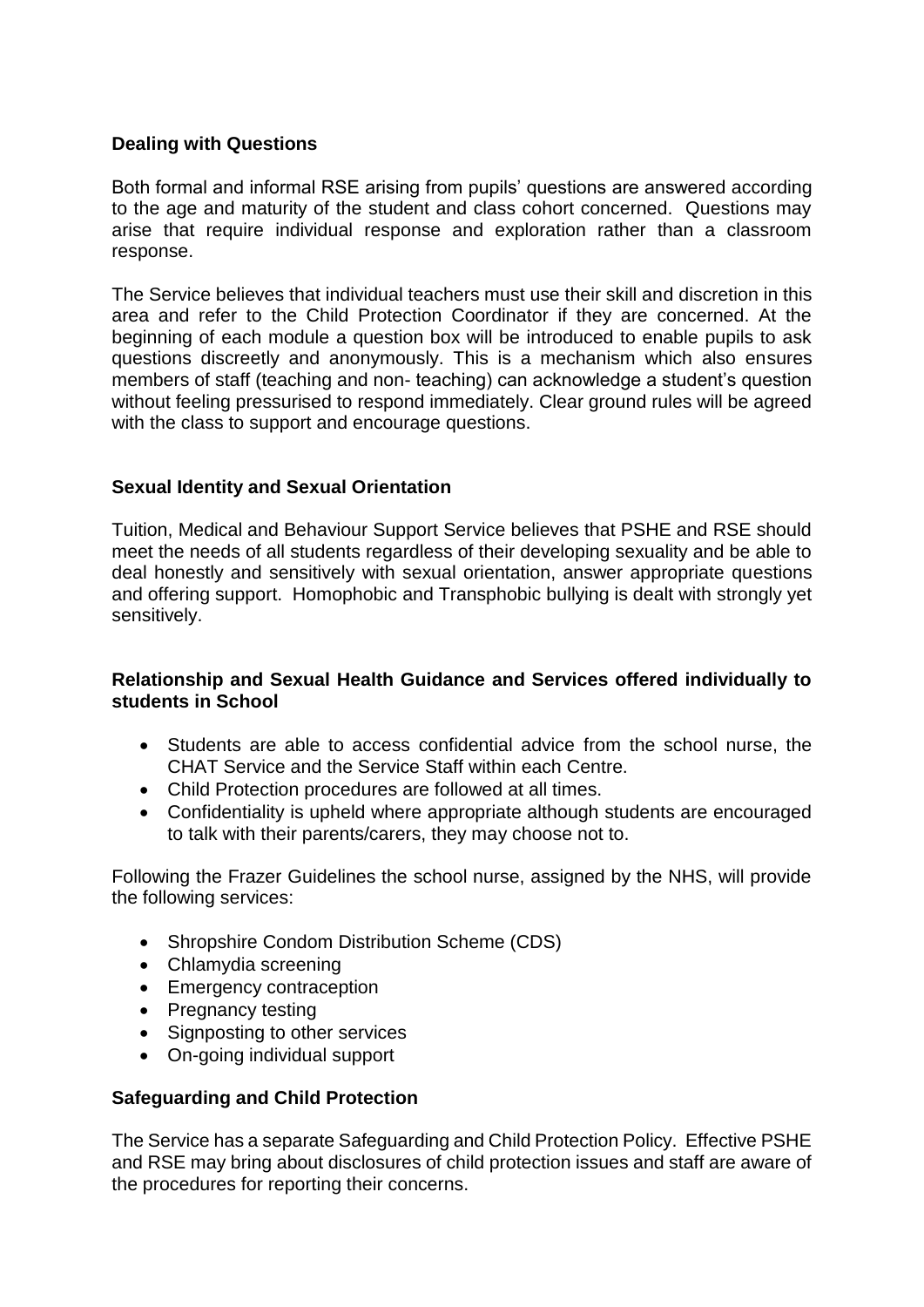**Dealing with Questions**

Both formal and informal RSE arising from pupils' questions are answered according to the age and maturity of the student and class cohort concerned. Questions may arise that require individual response and exploration rather than a classroom response.

The Service believes that individual teachers must use their skill and discretion in this area and refer to the Child Protection Coordinator if they are concerned. At the beginning of each module a question box will be introduced to enable pupils to ask questions discreetly and anonymously. This is a mechanism which also ensures members of staff (teaching and non- teaching) can acknowledge a student's question without feeling pressurised to respond immediately. Clear ground rules will be agreed with the class to support and encourage questions.

**Sexual Identity and Sexual Orientation**

Tuition, Medical and Behaviour Support Service believes that PSHE and RSE should meet the needs of all students regardless of their developing sexuality and be able to deal honestly and sensitively with sexual orientation, answer appropriate questions and offering support. Homophobic and Transphobic bullying is dealt with strongly yet sensitively.

**Relationship and Sexual Health Guidance and Services offered individually to students in School**

- Students are able to access confidential advice from the school nurse, the CHAT Service and the Service Staff within each Centre.
- Child Protection procedures are followed at all times.
- Confidentiality is upheld where appropriate although students are encouraged to talk with their parents/carers, they may choose not to.

Following the Frazer Guidelines the school nurse, assigned by the NHS, will provide the following services:

- Shropshire Condom Distribution Scheme (CDS)
- Chlamydia screening
- Emergency contraception
- Pregnancy testing
- Signposting to other services
- On-going individual support

**Safeguarding and Child Protection**

The Service has a separate Safeguarding and Child Protection Policy. Effective PSHE and RSE may bring about disclosures of child protection issues and staff are aware of the procedures for reporting their concerns.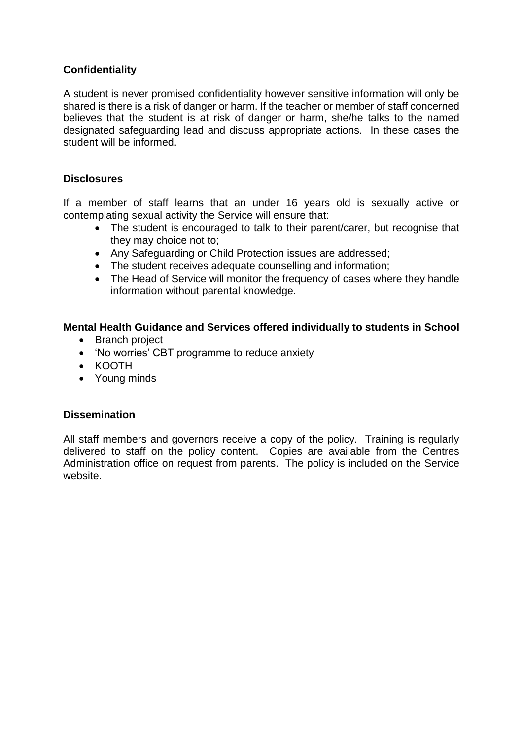**Confidentiality**

A student is never promised confidentiality however sensitive information will only be shared is there is a risk of danger or harm. If the teacher or member of staff concerned believes that the student is at risk of danger or harm, she/he talks to the named designated safeguarding lead and discuss appropriate actions. In these cases the student will be informed.

**Disclosures**

If a member of staff learns that an under 16 years old is sexually active or contemplating sexual activity the Service will ensure that:

- The student is encouraged to talk to their parent/carer, but recognise that they may choice not to;
- Any Safeguarding or Child Protection issues are addressed;
- The student receives adequate counselling and information;
- The Head of Service will monitor the frequency of cases where they handle information without parental knowledge.

**Mental Health Guidance and Services offered individually to students in School**

- Branch project
- 'No worries' CBT programme to reduce anxiety
- KOOTH
- Young minds

**Dissemination**

All staff members and governors receive a copy of the policy. Training is regularly delivered to staff on the policy content. Copies are available from the Centres Administration office on request from parents. The policy is included on the Service website.